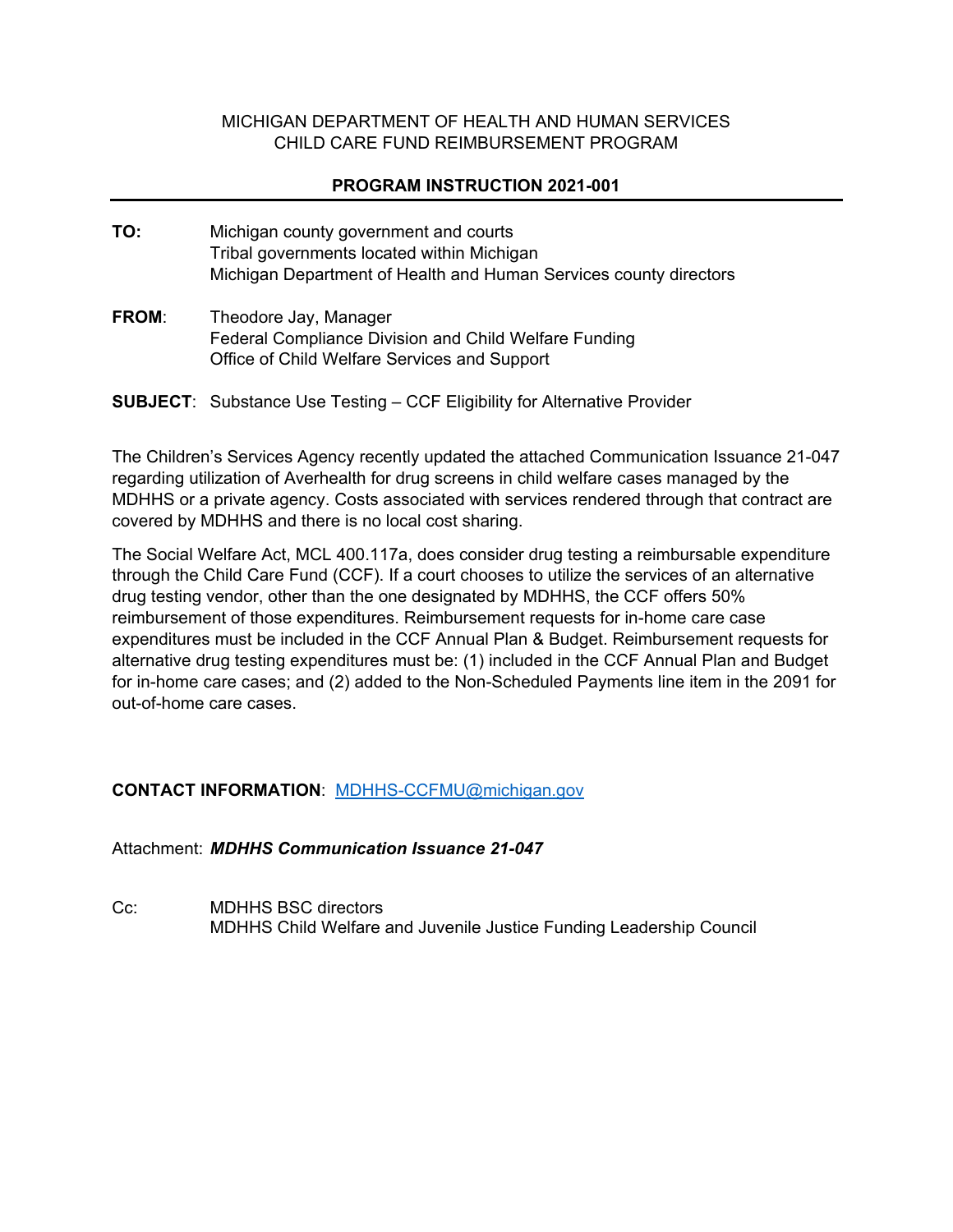MICHIGAN DEPARTMENT OF HEALTH AND HUMAN SERVICES
CHILD CARE FUND REIMBURSEMENT PROGRAM

**PROGRAM INSTRUCTION 2021-001**

---

**TO:** Michigan county government and courts
Tribal governments located within Michigan
Michigan Department of Health and Human Services county directors

**FROM**: Theodore Jay, Manager
Federal Compliance Division and Child Welfare Funding
Office of Child Welfare Services and Support

**SUBJECT**: Substance Use Testing – CCF Eligibility for Alternative Provider

The Children's Services Agency recently updated the attached Communication Issuance 21-047 regarding utilization of Averhealth for drug screens in child welfare cases managed by the MDHHS or a private agency. Costs associated with services rendered through that contract are covered by MDHHS and there is no local cost sharing.

The Social Welfare Act, MCL 400.117a, does consider drug testing a reimbursable expenditure through the Child Care Fund (CCF). If a court chooses to utilize the services of an alternative drug testing vendor, other than the one designated by MDHHS, the CCF offers 50% reimbursement of those expenditures. Reimbursement requests for in-home care case expenditures must be included in the CCF Annual Plan & Budget. Reimbursement requests for alternative drug testing expenditures must be: (1) included in the CCF Annual Plan and Budget for in-home care cases; and (2) added to the Non-Scheduled Payments line item in the 2091 for out-of-home care cases.

**CONTACT INFORMATION**: [MDHHS-CCFMU@michigan.gov](mailto:MDHHS-CCFMU@michigan.gov)

Attachment: ***MDHHS Communication Issuance 21-047***

Cc: MDHHS BSC directors
MDHHS Child Welfare and Juvenile Justice Funding Leadership Council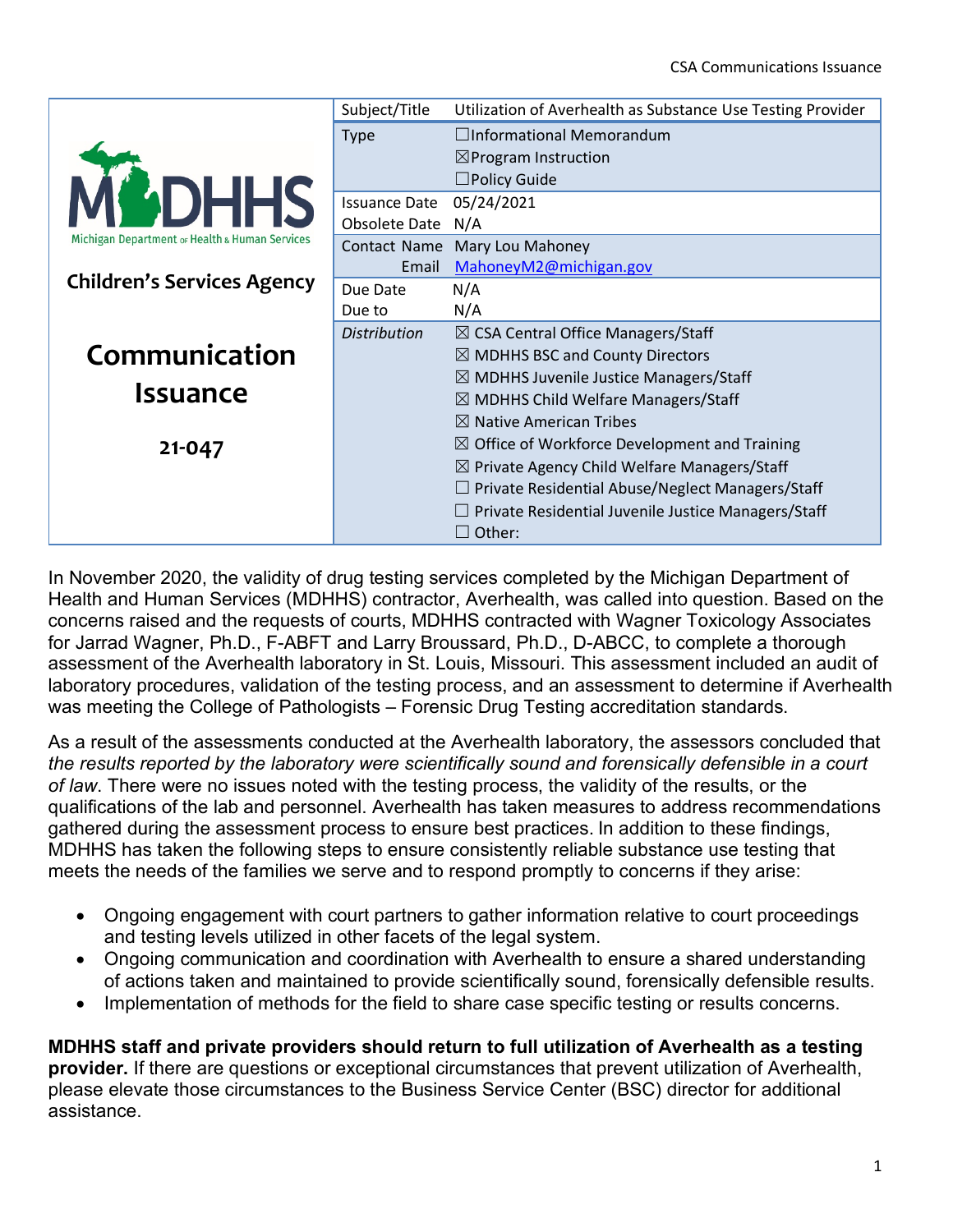CSA Communications Issuance

| | | |
|---|---|---|
| **Michigan Department of Health & Human Services** | Subject/Title | Utilization of Averhealth as Substance Use Testing Provider |
| **Children's Services Agency** | Type | ☐Informational Memorandum<br>☒Program Instruction<br>☐Policy Guide |
| **Communication Issuance** | Issuance Date | 05/24/2021 |
| **21-047** | Obsolete Date | N/A |
| | Contact Name | Mary Lou Mahoney |
| | Email | MahoneyM2@michigan.gov |
| | Due Date | N/A |
| | Due to | N/A |
| | *Distribution* | ☒ CSA Central Office Managers/Staff<br>☒ MDHHS BSC and County Directors<br>☒ MDHHS Juvenile Justice Managers/Staff<br>☒ MDHHS Child Welfare Managers/Staff<br>☒ Native American Tribes<br>☒ Office of Workforce Development and Training<br>☒ Private Agency Child Welfare Managers/Staff<br>☐ Private Residential Abuse/Neglect Managers/Staff<br>☐ Private Residential Juvenile Justice Managers/Staff<br>☐ Other: |

In November 2020, the validity of drug testing services completed by the Michigan Department of Health and Human Services (MDHHS) contractor, Averhealth, was called into question. Based on the concerns raised and the requests of courts, MDHHS contracted with Wagner Toxicology Associates for Jarrad Wagner, Ph.D., F-ABFT and Larry Broussard, Ph.D., D-ABCC, to complete a thorough assessment of the Averhealth laboratory in St. Louis, Missouri. This assessment included an audit of laboratory procedures, validation of the testing process, and an assessment to determine if Averhealth was meeting the College of Pathologists – Forensic Drug Testing accreditation standards.

As a result of the assessments conducted at the Averhealth laboratory, the assessors concluded that *the results reported by the laboratory were scientifically sound and forensically defensible in a court of law*. There were no issues noted with the testing process, the validity of the results, or the qualifications of the lab and personnel. Averhealth has taken measures to address recommendations gathered during the assessment process to ensure best practices. In addition to these findings, MDHHS has taken the following steps to ensure consistently reliable substance use testing that meets the needs of the families we serve and to respond promptly to concerns if they arise:

- Ongoing engagement with court partners to gather information relative to court proceedings and testing levels utilized in other facets of the legal system.
- Ongoing communication and coordination with Averhealth to ensure a shared understanding of actions taken and maintained to provide scientifically sound, forensically defensible results.
- Implementation of methods for the field to share case specific testing or results concerns.

**MDHHS staff and private providers should return to full utilization of Averhealth as a testing provider.** If there are questions or exceptional circumstances that prevent utilization of Averhealth, please elevate those circumstances to the Business Service Center (BSC) director for additional assistance.